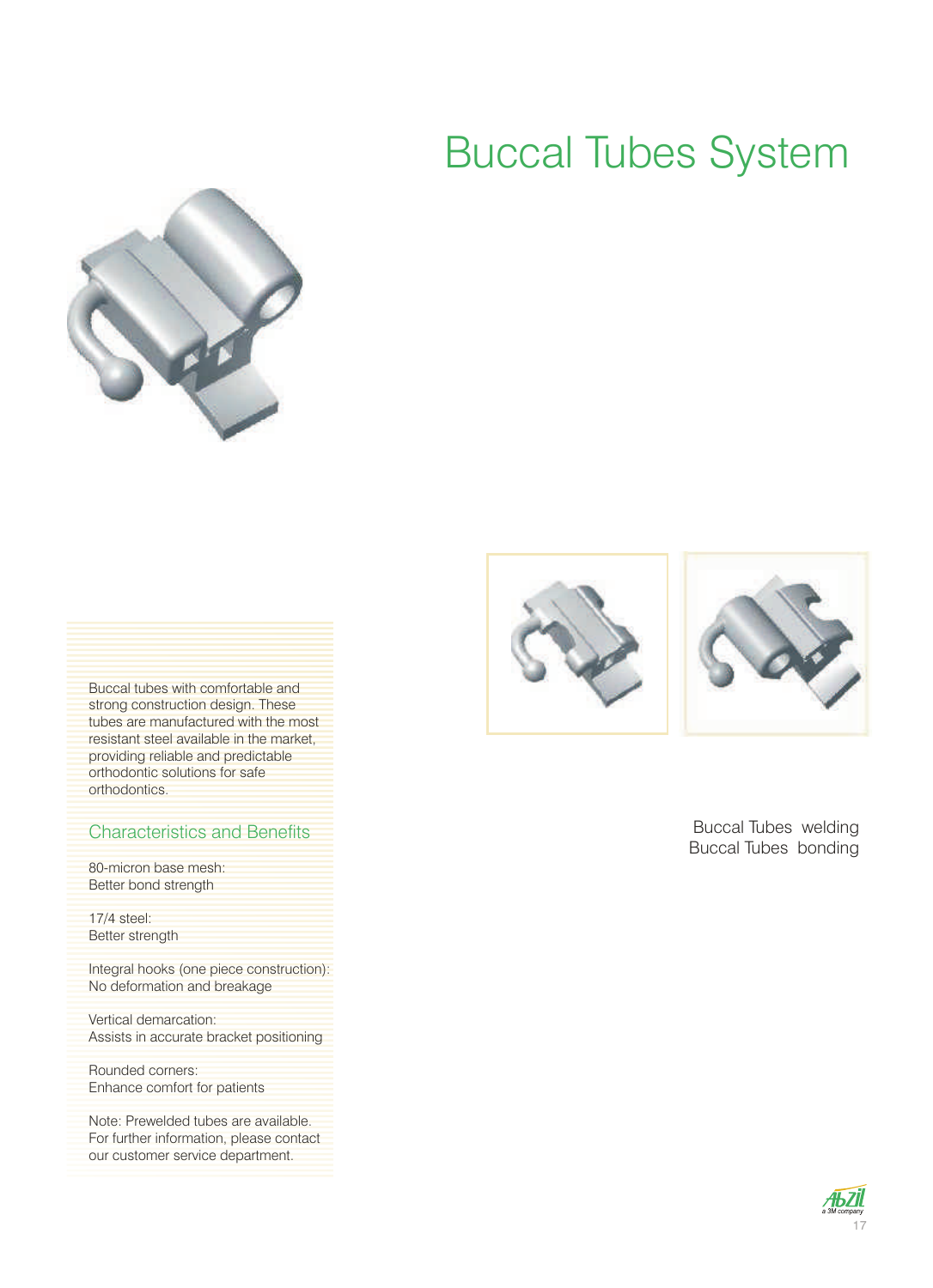# Buccal Tubes System

Buccal tubes with comfortable and strong construction design. These tubes are manufactured with the most resistant steel available in the market, providing reliable and predictable orthodontic solutions for safe orthodontics.

## Characteristics and Benefits

80-micron base mesh:
Better bond strength

17/4 steel:
Better strength

Integral hooks (one piece construction):
No deformation and breakage

Vertical demarcation:
Assists in accurate bracket positioning

Rounded corners:
Enhance comfort for patients

Note: Prewelded tubes are available. For further information, please contact our customer service department.

Buccal Tubes welding
Buccal Tubes bonding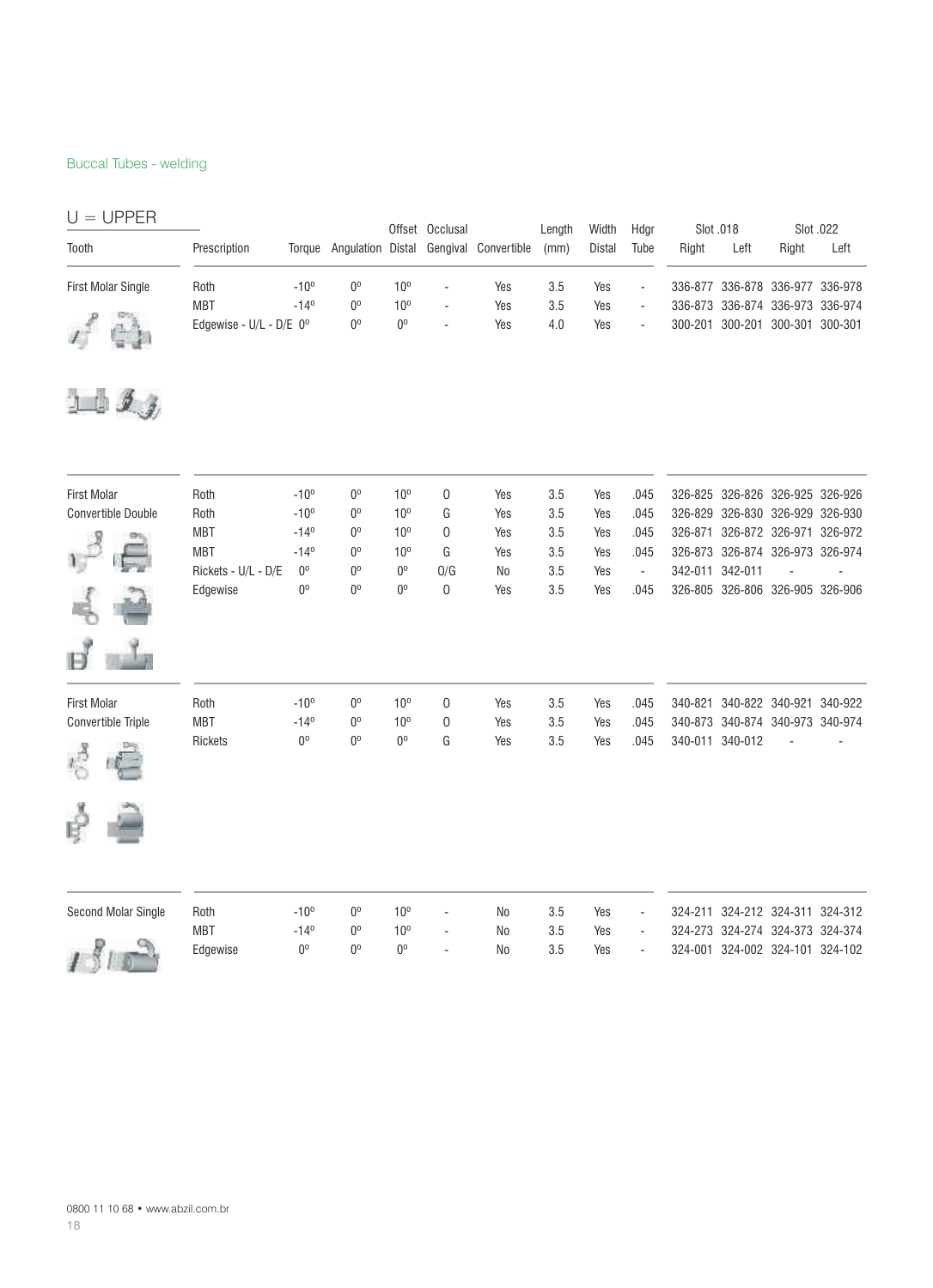Buccal Tubes - welding

## U = UPPER

| Tooth | Prescription | Torque | Angulation | Offset Distal | Occlusal Gengival | Convertible | Length (mm) | Width Distal | Hdgr Tube | Slot .018 Right | Slot .018 Left | Slot .022 Right | Slot .022 Left |
|---|---|---|---|---|---|---|---|---|---|---|---|---|---|
| First Molar Single | Roth | -10º | 0º | 10º | - | Yes | 3.5 | Yes | - | 336-877 | 336-878 | 336-977 | 336-978 |
| | MBT | -14º | 0º | 10º | - | Yes | 3.5 | Yes | - | 336-873 | 336-874 | 336-973 | 336-974 |
| | Edgewise - U/L - D/E | 0º | 0º | 0º | - | Yes | 4.0 | Yes | - | 300-201 | 300-201 | 300-301 | 300-301 |
| First Molar Convertible Double | Roth | -10º | 0º | 10º | O | Yes | 3.5 | Yes | .045 | 326-825 | 326-826 | 326-925 | 326-926 |
| | Roth | -10º | 0º | 10º | G | Yes | 3.5 | Yes | .045 | 326-829 | 326-830 | 326-929 | 326-930 |
| | MBT | -14º | 0º | 10º | O | Yes | 3.5 | Yes | .045 | 326-871 | 326-872 | 326-971 | 326-972 |
| | MBT | -14º | 0º | 10º | G | Yes | 3.5 | Yes | .045 | 326-873 | 326-874 | 326-973 | 326-974 |
| | Rickets - U/L - D/E | 0º | 0º | 0º | O/G | No | 3.5 | Yes | - | 342-011 | 342-011 | - | - |
| | Edgewise | 0º | 0º | 0º | O | Yes | 3.5 | Yes | .045 | 326-805 | 326-806 | 326-905 | 326-906 |
| First Molar Convertible Triple | Roth | -10º | 0º | 10º | O | Yes | 3.5 | Yes | .045 | 340-821 | 340-822 | 340-921 | 340-922 |
| | MBT | -14º | 0º | 10º | O | Yes | 3.5 | Yes | .045 | 340-873 | 340-874 | 340-973 | 340-974 |
| | Rickets | 0º | 0º | 0º | G | Yes | 3.5 | Yes | .045 | 340-011 | 340-012 | - | - |
| Second Molar Single | Roth | -10º | 0º | 10º | - | No | 3.5 | Yes | - | 324-211 | 324-212 | 324-311 | 324-312 |
| | MBT | -14º | 0º | 10º | - | No | 3.5 | Yes | - | 324-273 | 324-274 | 324-373 | 324-374 |
| | Edgewise | 0º | 0º | 0º | - | No | 3.5 | Yes | - | 324-001 | 324-002 | 324-101 | 324-102 |

0800 11 10 68 • www.abzil.com.br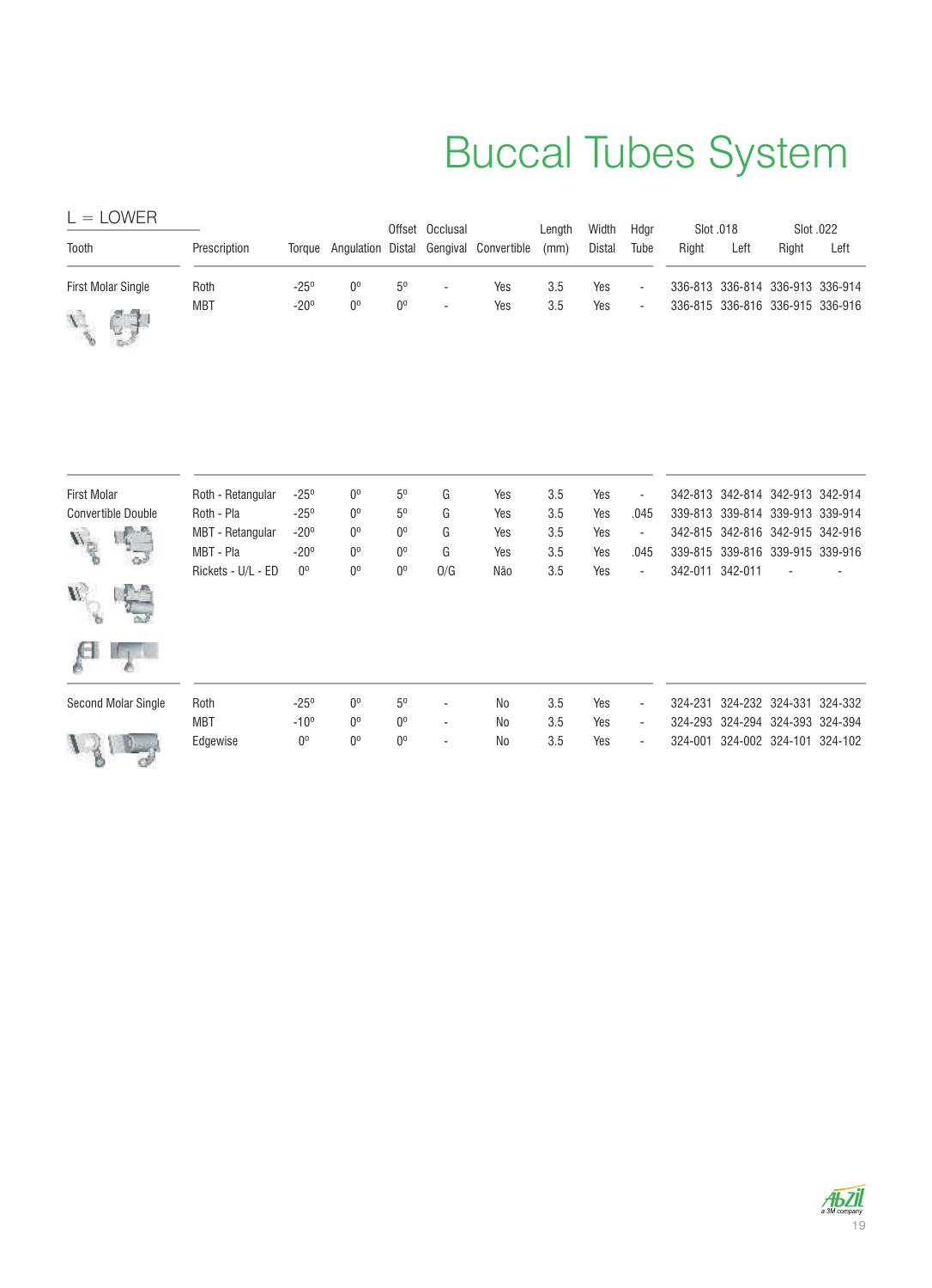# Buccal Tubes System

L = LOWER

| Tooth | Prescription | Torque | Angulation | Offset Distal | Occlusal Gengival | Convertible | Length (mm) | Width Distal | Hdgr Tube | Slot .018 Right | Slot .018 Left | Slot .022 Right | Slot .022 Left |
|---|---|---|---|---|---|---|---|---|---|---|---|---|---|
| First Molar Single | Roth | -25º | 0º | 5º | - | Yes | 3.5 | Yes | - | 336-813 | 336-814 | 336-913 | 336-914 |
| | MBT | -20º | 0º | 0º | - | Yes | 3.5 | Yes | - | 336-815 | 336-816 | 336-915 | 336-916 |
| First Molar Convertible Double | Roth - Retangular | -25º | 0º | 5º | G | Yes | 3.5 | Yes | - | 342-813 | 342-814 | 342-913 | 342-914 |
| | Roth - Pla | -25º | 0º | 5º | G | Yes | 3.5 | Yes | .045 | 339-813 | 339-814 | 339-913 | 339-914 |
| | MBT - Retangular | -20º | 0º | 0º | G | Yes | 3.5 | Yes | - | 342-815 | 342-816 | 342-915 | 342-916 |
| | MBT - Pla | -20º | 0º | 0º | G | Yes | 3.5 | Yes | .045 | 339-815 | 339-816 | 339-915 | 339-916 |
| | Rickets - U/L - ED | 0º | 0º | 0º | O/G | Não | 3.5 | Yes | - | 342-011 | 342-011 | - | - |
| Second Molar Single | Roth | -25º | 0º | 5º | - | No | 3.5 | Yes | - | 324-231 | 324-232 | 324-331 | 324-332 |
| | MBT | -10º | 0º | 0º | - | No | 3.5 | Yes | - | 324-293 | 324-294 | 324-393 | 324-394 |
| | Edgewise | 0º | 0º | 0º | - | No | 3.5 | Yes | - | 324-001 | 324-002 | 324-101 | 324-102 |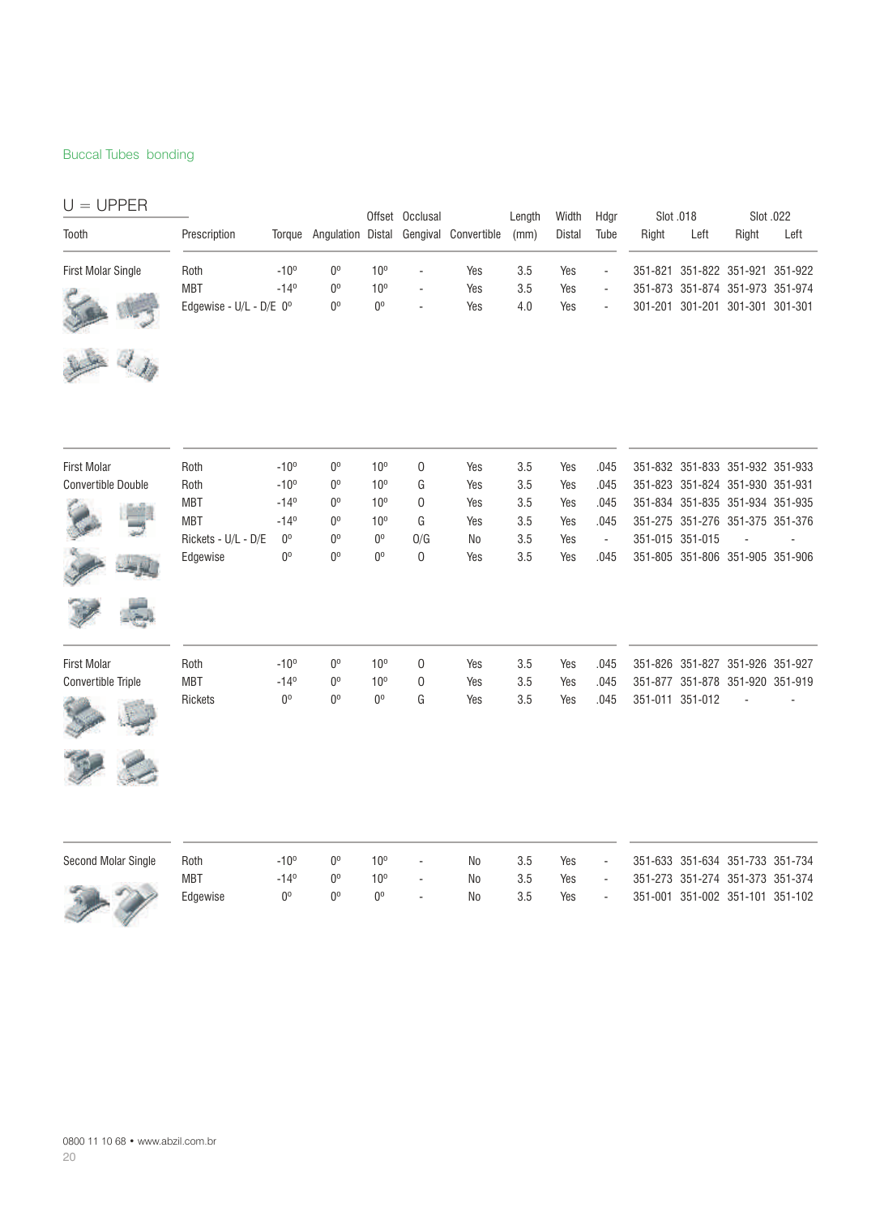Buccal Tubes bonding

## U = UPPER

| Tooth | Prescription | Torque | Angulation | Offset Distal | Occlusal Gengival | Convertible | Length (mm) | Width Distal | Hdgr Tube | Slot .018 Right | Slot .018 Left | Slot .022 Right | Slot .022 Left |
|---|---|---|---|---|---|---|---|---|---|---|---|---|---|
| First Molar Single | Roth | -10º | 0º | 10º | - | Yes | 3.5 | Yes | - | 351-821 | 351-822 | 351-921 | 351-922 |
| | MBT | -14º | 0º | 10º | - | Yes | 3.5 | Yes | - | 351-873 | 351-874 | 351-973 | 351-974 |
| | Edgewise - U/L - D/E | 0º | 0º | 0º | - | Yes | 4.0 | Yes | - | 301-201 | 301-201 | 301-301 | 301-301 |
| First Molar Convertible Double | Roth | -10º | 0º | 10º | O | Yes | 3.5 | Yes | .045 | 351-832 | 351-833 | 351-932 | 351-933 |
| | Roth | -10º | 0º | 10º | G | Yes | 3.5 | Yes | .045 | 351-823 | 351-824 | 351-930 | 351-931 |
| | MBT | -14º | 0º | 10º | O | Yes | 3.5 | Yes | .045 | 351-834 | 351-835 | 351-934 | 351-935 |
| | MBT | -14º | 0º | 10º | G | Yes | 3.5 | Yes | .045 | 351-275 | 351-276 | 351-375 | 351-376 |
| | Rickets - U/L - D/E | 0º | 0º | 0º | O/G | No | 3.5 | Yes | - | 351-015 | 351-015 | - | - |
| | Edgewise | 0º | 0º | 0º | O | Yes | 3.5 | Yes | .045 | 351-805 | 351-806 | 351-905 | 351-906 |
| First Molar Convertible Triple | Roth | -10º | 0º | 10º | O | Yes | 3.5 | Yes | .045 | 351-826 | 351-827 | 351-926 | 351-927 |
| | MBT | -14º | 0º | 10º | O | Yes | 3.5 | Yes | .045 | 351-877 | 351-878 | 351-920 | 351-919 |
| | Rickets | 0º | 0º | 0º | G | Yes | 3.5 | Yes | .045 | 351-011 | 351-012 | - | - |
| Second Molar Single | Roth | -10º | 0º | 10º | - | No | 3.5 | Yes | - | 351-633 | 351-634 | 351-733 | 351-734 |
| | MBT | -14º | 0º | 10º | - | No | 3.5 | Yes | - | 351-273 | 351-274 | 351-373 | 351-374 |
| | Edgewise | 0º | 0º | 0º | - | No | 3.5 | Yes | - | 351-001 | 351-002 | 351-101 | 351-102 |

0800 11 10 68 • www.abzil.com.br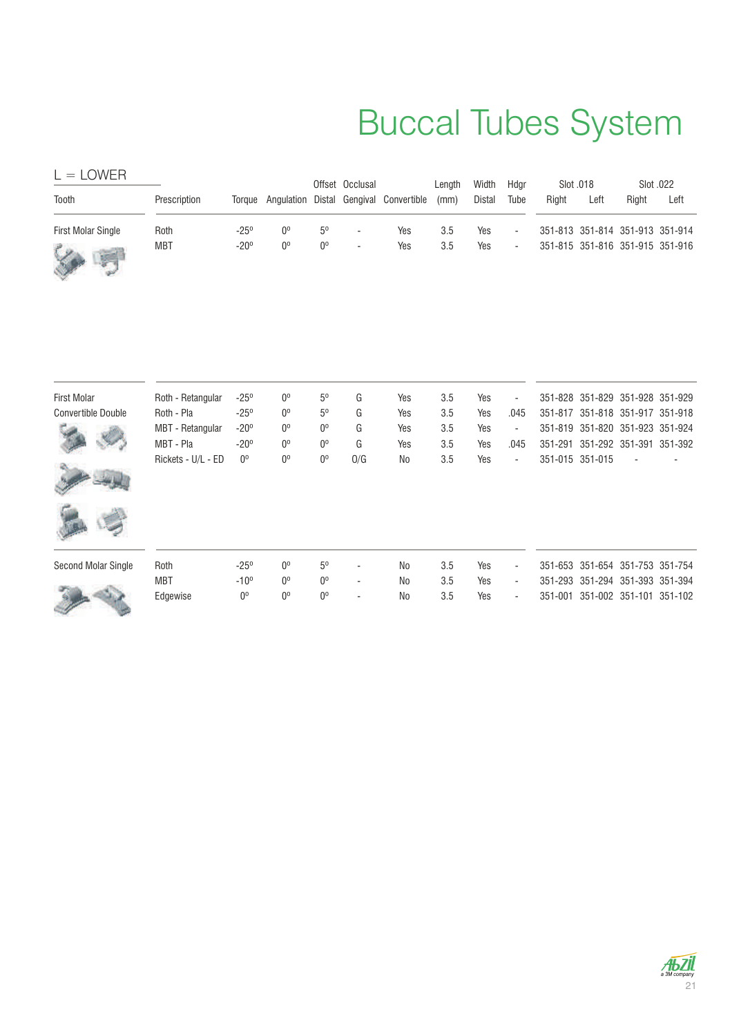# Buccal Tubes System

L = LOWER

| Tooth | Prescription | Torque | Angulation | Offset Distal | Occlusal Gengival | Convertible | Length (mm) | Width Distal | Hdgr Tube | Slot .018 Right | Slot .018 Left | Slot .022 Right | Slot .022 Left |
|---|---|---|---|---|---|---|---|---|---|---|---|---|---|
| First Molar Single | Roth | -25º | 0º | 5º | - | Yes | 3.5 | Yes | - | 351-813 | 351-814 | 351-913 | 351-914 |
| | MBT | -20º | 0º | 0º | - | Yes | 3.5 | Yes | - | 351-815 | 351-816 | 351-915 | 351-916 |
| First Molar Convertible Double | Roth - Retangular | -25º | 0º | 5º | G | Yes | 3.5 | Yes | - | 351-828 | 351-829 | 351-928 | 351-929 |
| | Roth - Pla | -25º | 0º | 5º | G | Yes | 3.5 | Yes | .045 | 351-817 | 351-818 | 351-917 | 351-918 |
| | MBT - Retangular | -20º | 0º | 0º | G | Yes | 3.5 | Yes | - | 351-819 | 351-820 | 351-923 | 351-924 |
| | MBT - Pla | -20º | 0º | 0º | G | Yes | 3.5 | Yes | .045 | 351-291 | 351-292 | 351-391 | 351-392 |
| | Rickets - U/L - ED | 0º | 0º | 0º | O/G | No | 3.5 | Yes | - | 351-015 | 351-015 | - | - |
| Second Molar Single | Roth | -25º | 0º | 5º | - | No | 3.5 | Yes | - | 351-653 | 351-654 | 351-753 | 351-754 |
| | MBT | -10º | 0º | 0º | - | No | 3.5 | Yes | - | 351-293 | 351-294 | 351-393 | 351-394 |
| | Edgewise | 0º | 0º | 0º | - | No | 3.5 | Yes | - | 351-001 | 351-002 | 351-101 | 351-102 |

Abzil
a 3M company